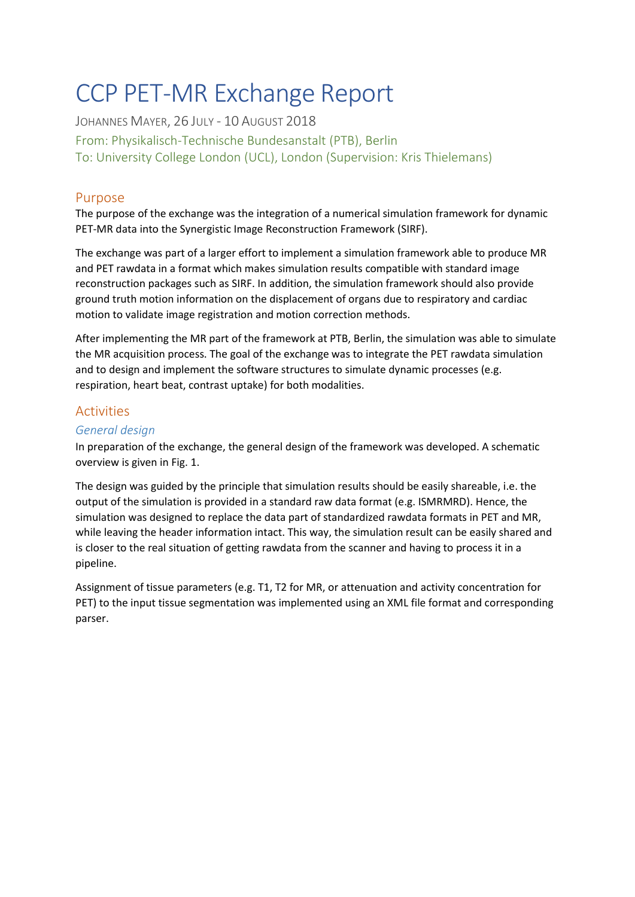# CCP PET-MR Exchange Report

JOHANNES MAYER, 26 JULY - 10 AUGUST 2018

From: Physikalisch-Technische Bundesanstalt (PTB), Berlin

To: University College London (UCL), London (Supervision: Kris Thielemans)

## Purpose

The purpose of the exchange was the integration of a numerical simulation framework for dynamic PET-MR data into the Synergistic Image Reconstruction Framework (SIRF).

The exchange was part of a larger effort to implement a simulation framework able to produce MR and PET rawdata in a format which makes simulation results compatible with standard image reconstruction packages such as SIRF. In addition, the simulation framework should also provide ground truth motion information on the displacement of organs due to respiratory and cardiac motion to validate image registration and motion correction methods.

After implementing the MR part of the framework at PTB, Berlin, the simulation was able to simulate the MR acquisition process. The goal of the exchange was to integrate the PET rawdata simulation and to design and implement the software structures to simulate dynamic processes (e.g. respiration, heart beat, contrast uptake) for both modalities.

## Activities

### *General design*

In preparation of the exchange, the general design of the framework was developed. A schematic overview is given in Fig. 1.

The design was guided by the principle that simulation results should be easily shareable, i.e. the output of the simulation is provided in a standard raw data format (e.g. ISMRMRD). Hence, the simulation was designed to replace the data part of standardized rawdata formats in PET and MR, while leaving the header information intact. This way, the simulation result can be easily shared and is closer to the real situation of getting rawdata from the scanner and having to process it in a pipeline.

Assignment of tissue parameters (e.g. T1, T2 for MR, or attenuation and activity concentration for PET) to the input tissue segmentation was implemented using an XML file format and corresponding parser.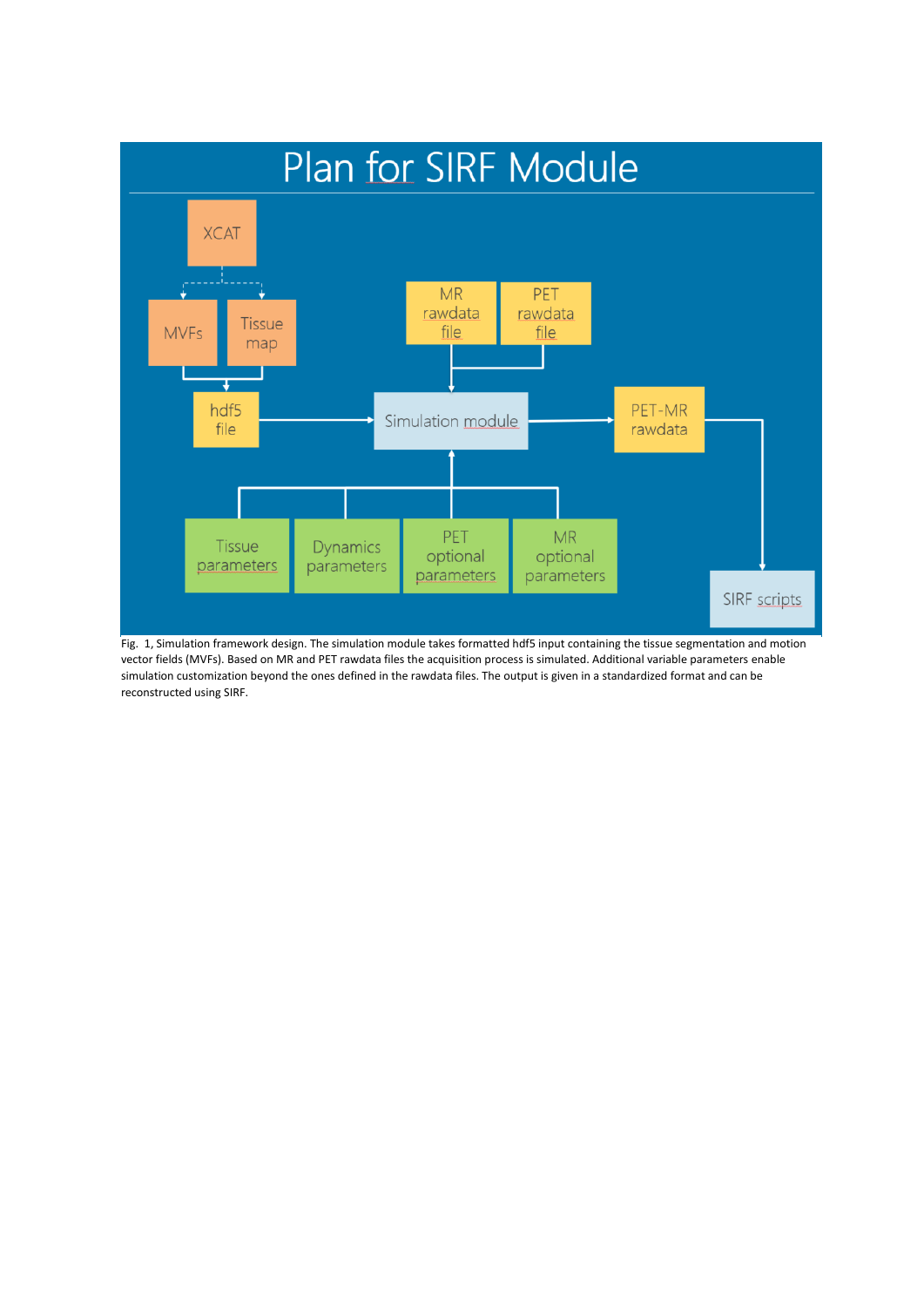Plan for SIRF Module

Fig. 1, Simulation framework design. The simulation module takes formatted hdf5 input containing the tissue segmentation and motion vector fields (MVFs). Based on MR and PET rawdata files the acquisition process is simulated. Additional variable parameters enable simulation customization beyond the ones defined in the rawdata files. The output is given in a standardized format and can be reconstructed using SIRF.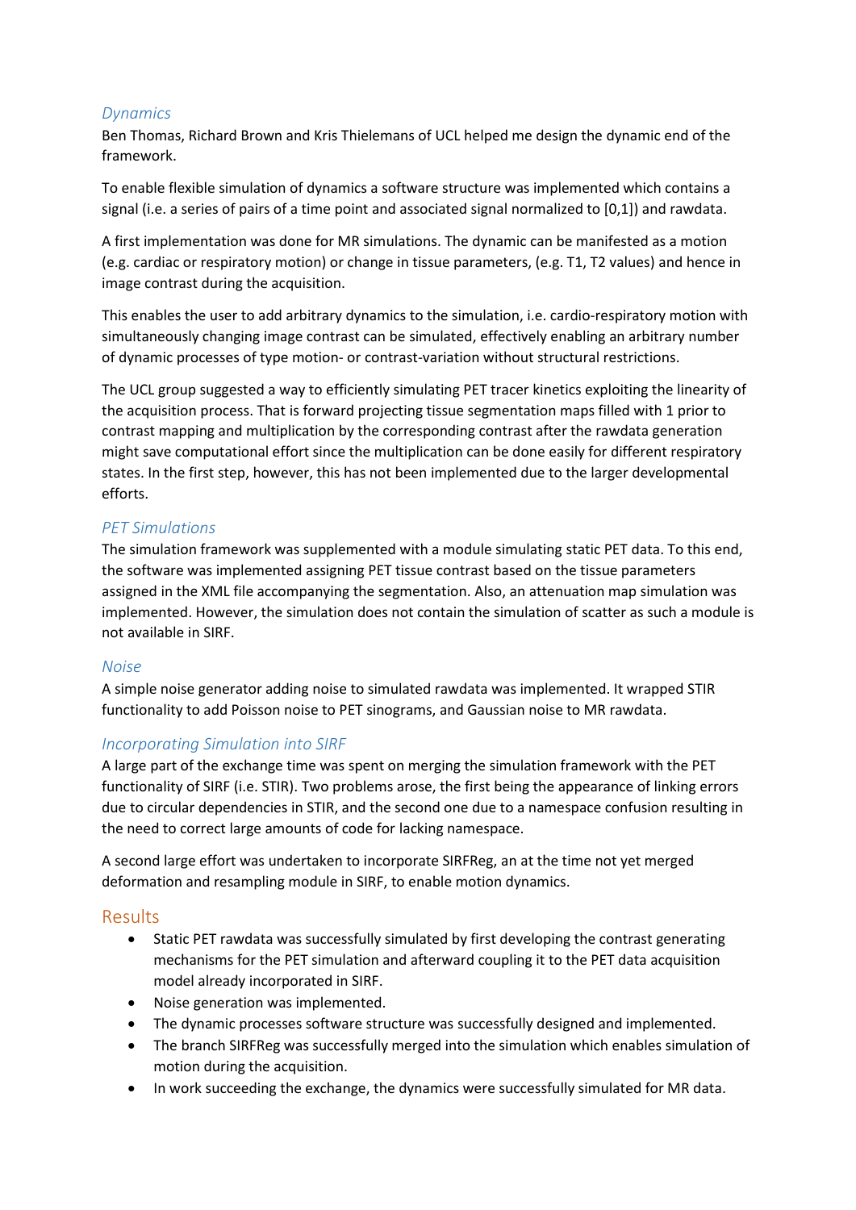### *Dynamics*

Ben Thomas, Richard Brown and Kris Thielemans of UCL helped me design the dynamic end of the framework.

To enable flexible simulation of dynamics a software structure was implemented which contains a signal (i.e. a series of pairs of a time point and associated signal normalized to [0,1]) and rawdata.

A first implementation was done for MR simulations. The dynamic can be manifested as a motion (e.g. cardiac or respiratory motion) or change in tissue parameters, (e.g. T1, T2 values) and hence in image contrast during the acquisition.

This enables the user to add arbitrary dynamics to the simulation, i.e. cardio-respiratory motion with simultaneously changing image contrast can be simulated, effectively enabling an arbitrary number of dynamic processes of type motion- or contrast-variation without structural restrictions.

The UCL group suggested a way to efficiently simulating PET tracer kinetics exploiting the linearity of the acquisition process. That is forward projecting tissue segmentation maps filled with 1 prior to contrast mapping and multiplication by the corresponding contrast after the rawdata generation might save computational effort since the multiplication can be done easily for different respiratory states. In the first step, however, this has not been implemented due to the larger developmental efforts.

### *PET Simulations*

The simulation framework was supplemented with a module simulating static PET data. To this end, the software was implemented assigning PET tissue contrast based on the tissue parameters assigned in the XML file accompanying the segmentation. Also, an attenuation map simulation was implemented. However, the simulation does not contain the simulation of scatter as such a module is not available in SIRF.

### *Noise*

A simple noise generator adding noise to simulated rawdata was implemented. It wrapped STIR functionality to add Poisson noise to PET sinograms, and Gaussian noise to MR rawdata.

### *Incorporating Simulation into SIRF*

A large part of the exchange time was spent on merging the simulation framework with the PET functionality of SIRF (i.e. STIR). Two problems arose, the first being the appearance of linking errors due to circular dependencies in STIR, and the second one due to a namespace confusion resulting in the need to correct large amounts of code for lacking namespace.

A second large effort was undertaken to incorporate SIRFReg, an at the time not yet merged deformation and resampling module in SIRF, to enable motion dynamics.

## Results

- Static PET rawdata was successfully simulated by first developing the contrast generating mechanisms for the PET simulation and afterward coupling it to the PET data acquisition model already incorporated in SIRF.
- Noise generation was implemented.
- The dynamic processes software structure was successfully designed and implemented.
- The branch SIRFReg was successfully merged into the simulation which enables simulation of motion during the acquisition.
- In work succeeding the exchange, the dynamics were successfully simulated for MR data.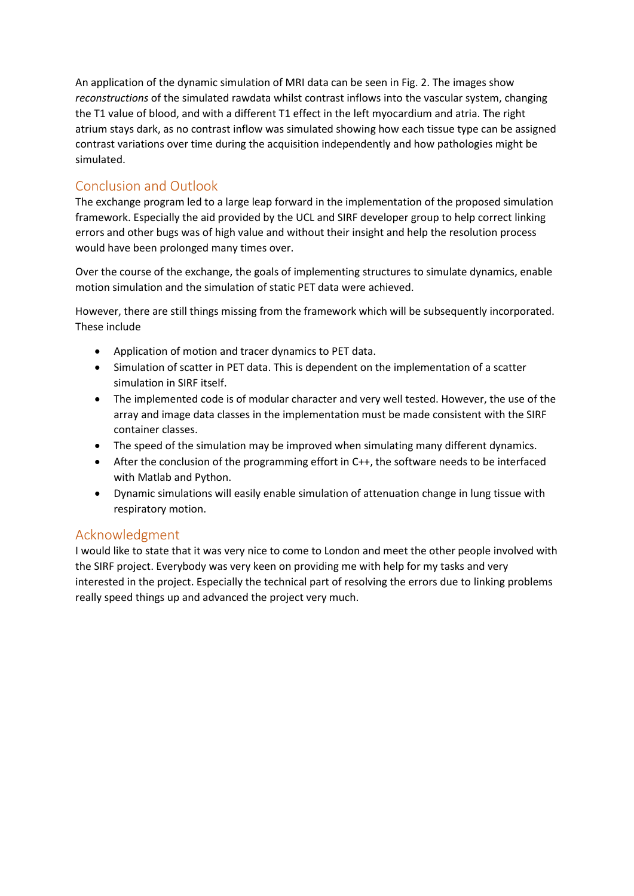An application of the dynamic simulation of MRI data can be seen in Fig. 2. The images show *reconstructions* of the simulated rawdata whilst contrast inflows into the vascular system, changing the T1 value of blood, and with a different T1 effect in the left myocardium and atria. The right atrium stays dark, as no contrast inflow was simulated showing how each tissue type can be assigned contrast variations over time during the acquisition independently and how pathologies might be simulated.

## Conclusion and Outlook

The exchange program led to a large leap forward in the implementation of the proposed simulation framework. Especially the aid provided by the UCL and SIRF developer group to help correct linking errors and other bugs was of high value and without their insight and help the resolution process would have been prolonged many times over.

Over the course of the exchange, the goals of implementing structures to simulate dynamics, enable motion simulation and the simulation of static PET data were achieved.

However, there are still things missing from the framework which will be subsequently incorporated. These include

- Application of motion and tracer dynamics to PET data.
- Simulation of scatter in PET data. This is dependent on the implementation of a scatter simulation in SIRF itself.
- The implemented code is of modular character and very well tested. However, the use of the array and image data classes in the implementation must be made consistent with the SIRF container classes.
- The speed of the simulation may be improved when simulating many different dynamics.
- After the conclusion of the programming effort in C++, the software needs to be interfaced with Matlab and Python.
- Dynamic simulations will easily enable simulation of attenuation change in lung tissue with respiratory motion.

## Acknowledgment

I would like to state that it was very nice to come to London and meet the other people involved with the SIRF project. Everybody was very keen on providing me with help for my tasks and very interested in the project. Especially the technical part of resolving the errors due to linking problems really speed things up and advanced the project very much.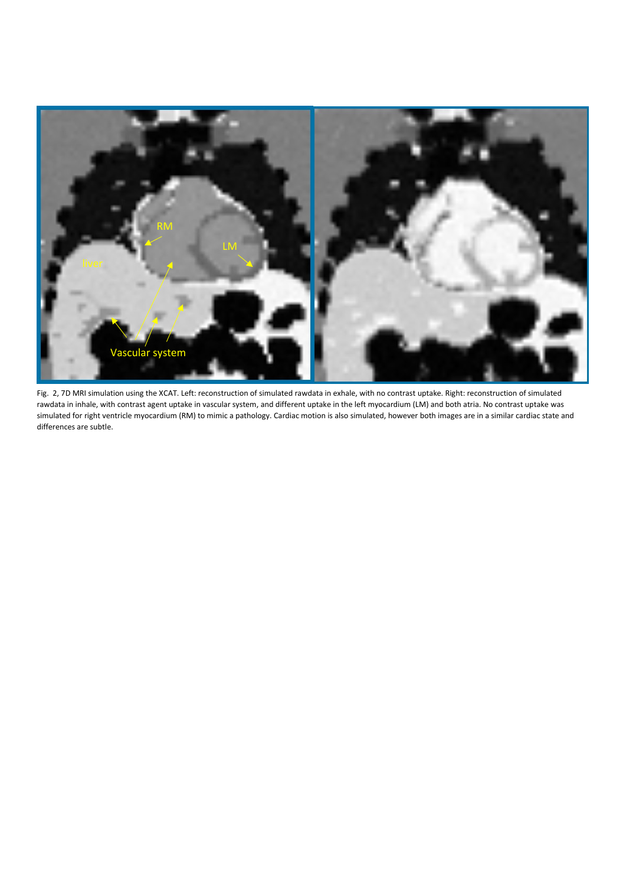RM

LM

liver

Vascular system

Fig. 2, 7D MRI simulation using the XCAT. Left: reconstruction of simulated rawdata in exhale, with no contrast uptake. Right: reconstruction of simulated rawdata in inhale, with contrast agent uptake in vascular system, and different uptake in the left myocardium (LM) and both atria. No contrast uptake was simulated for right ventricle myocardium (RM) to mimic a pathology. Cardiac motion is also simulated, however both images are in a similar cardiac state and differences are subtle.